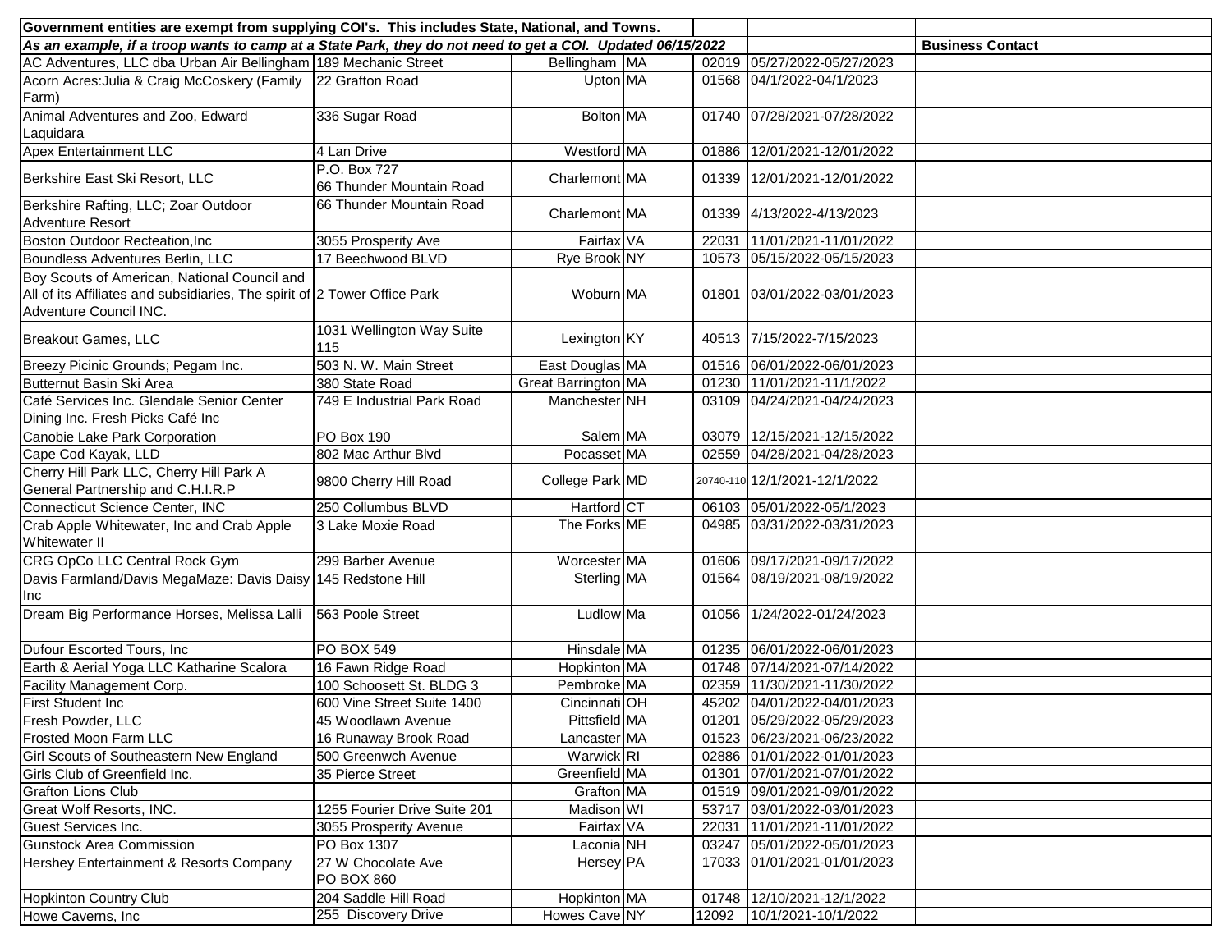**Government entities are exempt from supplying COI's. This includes State, National, and Towns.**

***As an example, if a troop wants to camp at a State Park, they do not need to get a COI. Updated 06/15/2022***

| Name | Address | City | State | Zip | Dates | Business Contact |
|---|---|---|---|---|---|---|
| AC Adventures, LLC dba Urban Air Bellingham | 189 Mechanic Street | Bellingham | MA | 02019 | 05/27/2022-05/27/2023 | |
| Acorn Acres:Julia & Craig McCoskery (Family Farm) | 22 Grafton Road | Upton | MA | 01568 | 04/1/2022-04/1/2023 | |
| Animal Adventures and Zoo, Edward Laquidara | 336 Sugar Road | Bolton | MA | 01740 | 07/28/2021-07/28/2022 | |
| Apex Entertainment LLC | 4 Lan Drive | Westford | MA | 01886 | 12/01/2021-12/01/2022 | |
| Berkshire East Ski Resort, LLC | P.O. Box 727 66 Thunder Mountain Road | Charlemont | MA | 01339 | 12/01/2021-12/01/2022 | |
| Berkshire Rafting, LLC; Zoar Outdoor Adventure Resort | 66 Thunder Mountain Road | Charlemont | MA | 01339 | 4/13/2022-4/13/2023 | |
| Boston Outdoor Recteation,Inc | 3055 Prosperity Ave | Fairfax | VA | 22031 | 11/01/2021-11/01/2022 | |
| Boundless Adventures Berlin, LLC | 17 Beechwood BLVD | Rye Brook | NY | 10573 | 05/15/2022-05/15/2023 | |
| Boy Scouts of American, National Council and All of its Affiliates and subsidiaries, The spirit of Adventure Council INC. | 2 Tower Office Park | Woburn | MA | 01801 | 03/01/2022-03/01/2023 | |
| Breakout Games, LLC | 1031 Wellington Way Suite 115 | Lexington | KY | 40513 | 7/15/2022-7/15/2023 | |
| Breezy Picinic Grounds; Pegam Inc. | 503 N. W. Main Street | East Douglas | MA | 01516 | 06/01/2022-06/01/2023 | |
| Butternut Basin Ski Area | 380 State Road | Great Barrington | MA | 01230 | 11/01/2021-11/1/2022 | |
| Café Services Inc. Glendale Senior Center Dining Inc. Fresh Picks Café Inc | 749 E Industrial Park Road | Manchester | NH | 03109 | 04/24/2021-04/24/2023 | |
| Canobie Lake Park Corporation | PO Box 190 | Salem | MA | 03079 | 12/15/2021-12/15/2022 | |
| Cape Cod Kayak, LLD | 802 Mac Arthur Blvd | Pocasset | MA | 02559 | 04/28/2021-04/28/2023 | |
| Cherry Hill Park LLC, Cherry Hill Park A General Partnership and C.H.I.R.P | 9800 Cherry Hill Road | College Park | MD | 20740-110 | 12/1/2021-12/1/2022 | |
| Connecticut Science Center, INC | 250 Collumbus BLVD | Hartford | CT | 06103 | 05/01/2022-05/1/2023 | |
| Crab Apple Whitewater, Inc and Crab Apple Whitewater II | 3 Lake Moxie Road | The Forks | ME | 04985 | 03/31/2022-03/31/2023 | |
| CRG OpCo LLC Central Rock Gym | 299 Barber Avenue | Worcester | MA | 01606 | 09/17/2021-09/17/2022 | |
| Davis Farmland/Davis MegaMaze: Davis Daisy Inc | 145 Redstone Hill | Sterling | MA | 01564 | 08/19/2021-08/19/2022 | |
| Dream Big Performance Horses, Melissa Lalli | 563 Poole Street | Ludlow | Ma | 01056 | 1/24/2022-01/24/2023 | |
| Dufour Escorted Tours, Inc | PO BOX 549 | Hinsdale | MA | 01235 | 06/01/2022-06/01/2023 | |
| Earth & Aerial Yoga LLC Katharine Scalora | 16 Fawn Ridge Road | Hopkinton | MA | 01748 | 07/14/2021-07/14/2022 | |
| Facility Management Corp. | 100 Schoosett St. BLDG 3 | Pembroke | MA | 02359 | 11/30/2021-11/30/2022 | |
| First Student Inc | 600 Vine Street Suite 1400 | Cincinnati | OH | 45202 | 04/01/2022-04/01/2023 | |
| Fresh Powder, LLC | 45 Woodlawn Avenue | Pittsfield | MA | 01201 | 05/29/2022-05/29/2023 | |
| Frosted Moon Farm LLC | 16 Runaway Brook Road | Lancaster | MA | 01523 | 06/23/2021-06/23/2022 | |
| Girl Scouts of Southeastern New England | 500 Greenwch Avenue | Warwick | RI | 02886 | 01/01/2022-01/01/2023 | |
| Girls Club of Greenfield Inc. | 35 Pierce Street | Greenfield | MA | 01301 | 07/01/2021-07/01/2022 | |
| Grafton Lions Club | | Grafton | MA | 01519 | 09/01/2021-09/01/2022 | |
| Great Wolf Resorts, INC. | 1255 Fourier Drive Suite 201 | Madison | WI | 53717 | 03/01/2022-03/01/2023 | |
| Guest Services Inc. | 3055 Prosperity Avenue | Fairfax | VA | 22031 | 11/01/2021-11/01/2022 | |
| Gunstock Area Commission | PO Box 1307 | Laconia | NH | 03247 | 05/01/2022-05/01/2023 | |
| Hershey Entertainment & Resorts Company | 27 W Chocolate Ave PO BOX 860 | Hersey | PA | 17033 | 01/01/2021-01/01/2023 | |
| Hopkinton Country Club | 204 Saddle Hill Road | Hopkinton | MA | 01748 | 12/10/2021-12/1/2022 | |
| Howe Caverns, Inc | 255 Discovery Drive | Howes Cave | NY | 12092 | 10/1/2021-10/1/2022 | |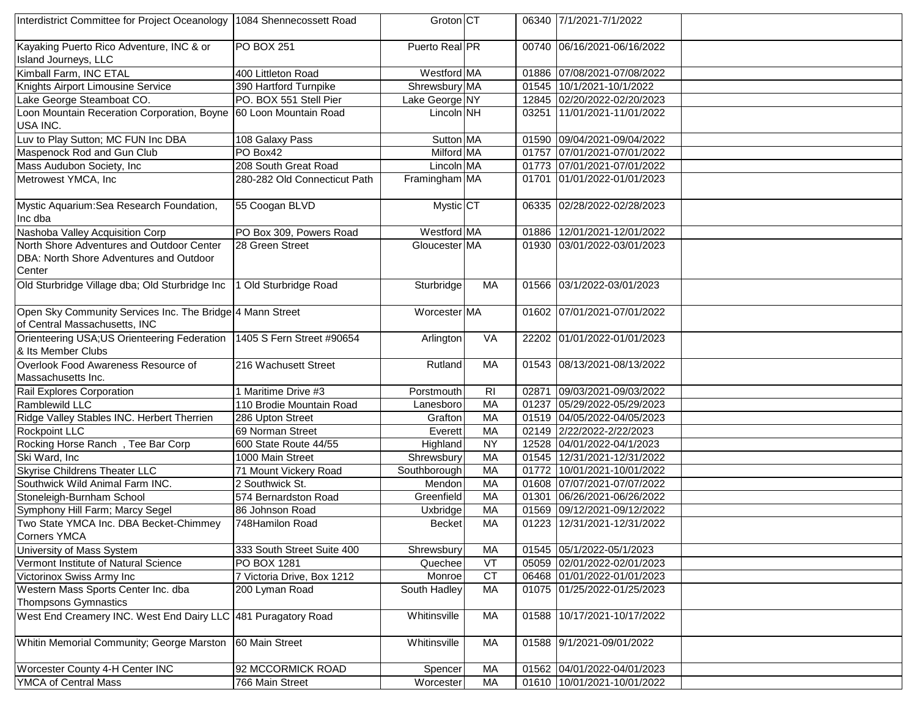| | | | | | | |
|---|---|---|---|---|---|---|
| Interdistrict Committee for Project Oceanology | 1084 Shennecossett Road | Groton | CT | 06340 | 7/1/2021-7/1/2022 | |
| Kayaking Puerto Rico Adventure, INC & or Island Journeys, LLC | PO BOX 251 | Puerto Real | PR | 00740 | 06/16/2021-06/16/2022 | |
| Kimball Farm, INC ETAL | 400 Littleton Road | Westford | MA | 01886 | 07/08/2021-07/08/2022 | |
| Knights Airport Limousine Service | 390 Hartford Turnpike | Shrewsbury | MA | 01545 | 10/1/2021-10/1/2022 | |
| Lake George Steamboat CO. | PO. BOX 551 Stell Pier | Lake George | NY | 12845 | 02/20/2022-02/20/2023 | |
| Loon Mountain Receration Corporation, Boyne USA INC. | 60 Loon Mountain Road | Lincoln | NH | 03251 | 11/01/2021-11/01/2022 | |
| Luv to Play Sutton; MC FUN Inc DBA | 108 Galaxy Pass | Sutton | MA | 01590 | 09/04/2021-09/04/2022 | |
| Maspenock Rod and Gun Club | PO Box42 | Milford | MA | 01757 | 07/01/2021-07/01/2022 | |
| Mass Audubon Society, Inc | 208 South Great Road | Lincoln | MA | 01773 | 07/01/2021-07/01/2022 | |
| Metrowest YMCA, Inc | 280-282 Old Connecticut Path | Framingham | MA | 01701 | 01/01/2022-01/01/2023 | |
| Mystic Aquarium:Sea Research Foundation, Inc dba | 55 Coogan BLVD | Mystic | CT | 06335 | 02/28/2022-02/28/2023 | |
| Nashoba Valley Acquisition Corp | PO Box 309, Powers Road | Westford | MA | 01886 | 12/01/2021-12/01/2022 | |
| North Shore Adventures and Outdoor Center DBA: North Shore Adventures and Outdoor Center | 28 Green Street | Gloucester | MA | 01930 | 03/01/2022-03/01/2023 | |
| Old Sturbridge Village dba; Old Sturbridge Inc | 1 Old Sturbridge Road | Sturbridge | MA | 01566 | 03/1/2022-03/01/2023 | |
| Open Sky Community Services Inc. The Bridge of Central Massachusetts, INC | 4 Mann Street | Worcester | MA | 01602 | 07/01/2021-07/01/2022 | |
| Orienteering USA;US Orienteering Federation & Its Member Clubs | 1405 S Fern Street #90654 | Arlington | VA | 22202 | 01/01/2022-01/01/2023 | |
| Overlook Food Awareness Resource of Massachusetts Inc. | 216 Wachusett Street | Rutland | MA | 01543 | 08/13/2021-08/13/2022 | |
| Rail Explores Corporation | 1 Maritime Drive #3 | Porstmouth | RI | 02871 | 09/03/2021-09/03/2022 | |
| Ramblewild LLC | 110 Brodie Mountain Road | Lanesboro | MA | 01237 | 05/29/2022-05/29/2023 | |
| Ridge Valley Stables INC. Herbert Therrien | 286 Upton Street | Grafton | MA | 01519 | 04/05/2022-04/05/2023 | |
| Rockpoint LLC | 69 Norman Street | Everett | MA | 02149 | 2/22/2022-2/22/2023 | |
| Rocking Horse Ranch , Tee Bar Corp | 600 State Route 44/55 | Highland | NY | 12528 | 04/01/2022-04/1/2023 | |
| Ski Ward, Inc | 1000 Main Street | Shrewsbury | MA | 01545 | 12/31/2021-12/31/2022 | |
| Skyrise Childrens Theater LLC | 71 Mount Vickery Road | Southborough | MA | 01772 | 10/01/2021-10/01/2022 | |
| Southwick Wild Animal Farm INC. | 2 Southwick St. | Mendon | MA | 01608 | 07/07/2021-07/07/2022 | |
| Stoneleigh-Burnham School | 574 Bernardston Road | Greenfield | MA | 01301 | 06/26/2021-06/26/2022 | |
| Symphony Hill Farm; Marcy Segel | 86 Johnson Road | Uxbridge | MA | 01569 | 09/12/2021-09/12/2022 | |
| Two State YMCA Inc. DBA Becket-Chimmey Corners YMCA | 748Hamilon Road | Becket | MA | 01223 | 12/31/2021-12/31/2022 | |
| University of Mass System | 333 South Street Suite 400 | Shrewsbury | MA | 01545 | 05/1/2022-05/1/2023 | |
| Vermont Institute of Natural Science | PO BOX 1281 | Quechee | VT | 05059 | 02/01/2022-02/01/2023 | |
| Victorinox Swiss Army Inc | 7 Victoria Drive, Box 1212 | Monroe | CT | 06468 | 01/01/2022-01/01/2023 | |
| Western Mass Sports Center Inc. dba Thompsons Gymnastics | 200 Lyman Road | South Hadley | MA | 01075 | 01/25/2022-01/25/2023 | |
| West End Creamery INC. West End Dairy LLC | 481 Puragatory Road | Whitinsville | MA | 01588 | 10/17/2021-10/17/2022 | |
| Whitin Memorial Community; George Marston | 60 Main Street | Whitinsville | MA | 01588 | 9/1/2021-09/01/2022 | |
| Worcester County 4-H Center INC | 92 MCCORMICK ROAD | Spencer | MA | 01562 | 04/01/2022-04/01/2023 | |
| YMCA of Central Mass | 766 Main Street | Worcester | MA | 01610 | 10/01/2021-10/01/2022 | |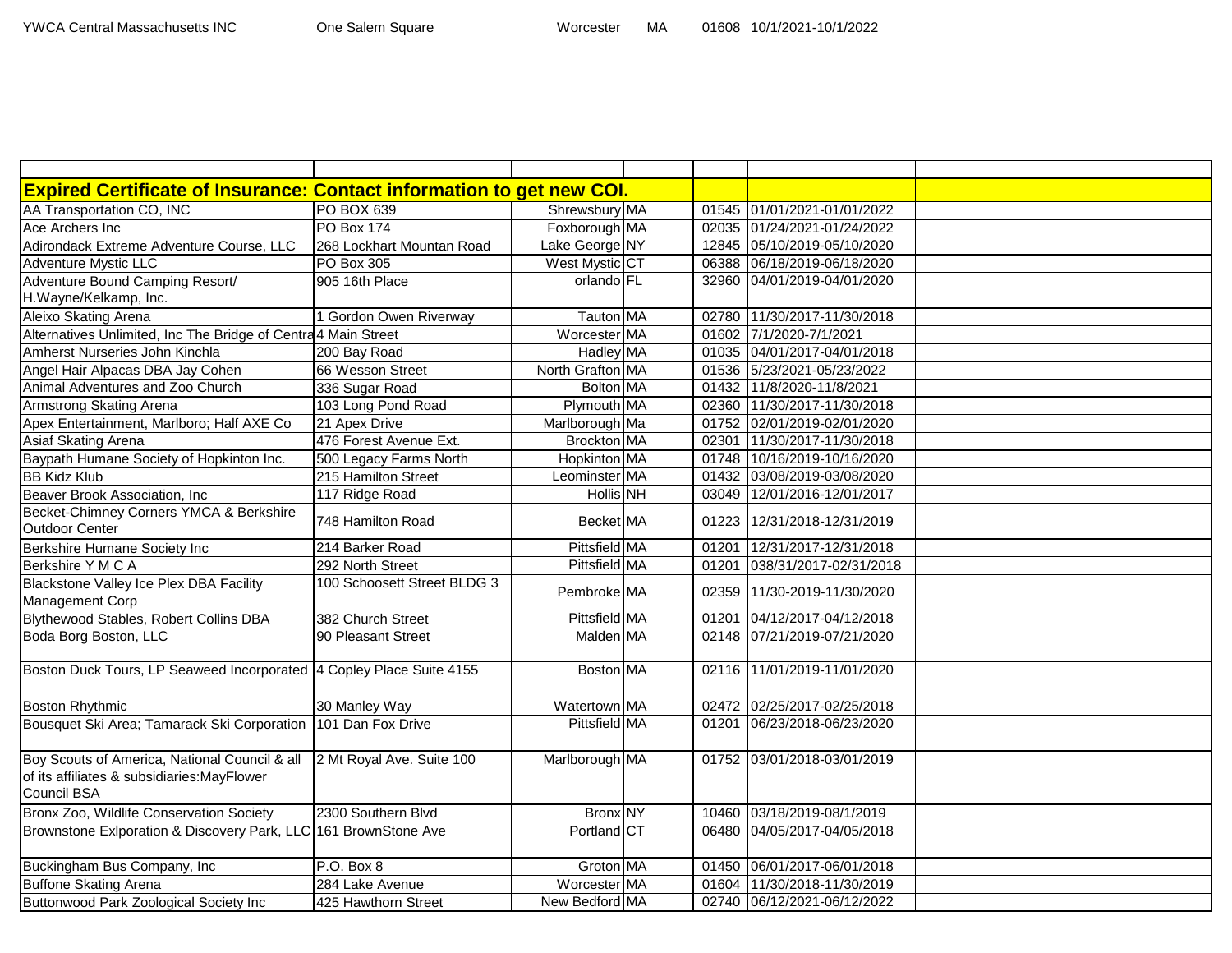YWCA Central Massachusetts INC One Salem Square Worcester MA 01608 10/1/2021-10/1/2022

| | | | | | | |
|---|---|---|---|---|---|---|
| **Expired Certificate of Insurance: Contact information to get new COI.** | | | | | | |
| AA Transportation CO, INC | PO BOX 639 | Shrewsbury | MA | 01545 | 01/01/2021-01/01/2022 | |
| Ace Archers Inc | PO Box 174 | Foxborough | MA | 02035 | 01/24/2021-01/24/2022 | |
| Adirondack Extreme Adventure Course, LLC | 268 Lockhart Mountan Road | Lake George | NY | 12845 | 05/10/2019-05/10/2020 | |
| Adventure Mystic LLC | PO Box 305 | West Mystic | CT | 06388 | 06/18/2019-06/18/2020 | |
| Adventure Bound Camping Resort/ H.Wayne/Kelkamp, Inc. | 905 16th Place | orlando | FL | 32960 | 04/01/2019-04/01/2020 | |
| Aleixo Skating Arena | 1 Gordon Owen Riverway | Tauton | MA | 02780 | 11/30/2017-11/30/2018 | |
| Alternatives Unlimited, Inc The Bridge of Centra | 4 Main Street | Worcester | MA | 01602 | 7/1/2020-7/1/2021 | |
| Amherst Nurseries John Kinchla | 200 Bay Road | Hadley | MA | 01035 | 04/01/2017-04/01/2018 | |
| Angel Hair Alpacas DBA Jay Cohen | 66 Wesson Street | North Grafton | MA | 01536 | 5/23/2021-05/23/2022 | |
| Animal Adventures and Zoo Church | 336 Sugar Road | Bolton | MA | 01432 | 11/8/2020-11/8/2021 | |
| Armstrong Skating Arena | 103 Long Pond Road | Plymouth | MA | 02360 | 11/30/2017-11/30/2018 | |
| Apex Entertainment, Marlboro; Half AXE Co | 21 Apex Drive | Marlborough | Ma | 01752 | 02/01/2019-02/01/2020 | |
| Asiaf Skating Arena | 476 Forest Avenue Ext. | Brockton | MA | 02301 | 11/30/2017-11/30/2018 | |
| Baypath Humane Society of Hopkinton Inc. | 500 Legacy Farms North | Hopkinton | MA | 01748 | 10/16/2019-10/16/2020 | |
| BB Kidz Klub | 215 Hamilton Street | Leominster | MA | 01432 | 03/08/2019-03/08/2020 | |
| Beaver Brook Association, Inc | 117 Ridge Road | Hollis | NH | 03049 | 12/01/2016-12/01/2017 | |
| Becket-Chimney Corners YMCA & Berkshire Outdoor Center | 748 Hamilton Road | Becket | MA | 01223 | 12/31/2018-12/31/2019 | |
| Berkshire Humane Society Inc | 214 Barker Road | Pittsfield | MA | 01201 | 12/31/2017-12/31/2018 | |
| Berkshire Y M C A | 292 North Street | Pittsfield | MA | 01201 | 038/31/2017-02/31/2018 | |
| Blackstone Valley Ice Plex DBA Facility Management Corp | 100 Schoosett Street BLDG 3 | Pembroke | MA | 02359 | 11/30-2019-11/30/2020 | |
| Blythewood Stables, Robert Collins DBA | 382 Church Street | Pittsfield | MA | 01201 | 04/12/2017-04/12/2018 | |
| Boda Borg Boston, LLC | 90 Pleasant Street | Malden | MA | 02148 | 07/21/2019-07/21/2020 | |
| Boston Duck Tours, LP Seaweed Incorporated | 4 Copley Place Suite 4155 | Boston | MA | 02116 | 11/01/2019-11/01/2020 | |
| Boston Rhythmic | 30 Manley Way | Watertown | MA | 02472 | 02/25/2017-02/25/2018 | |
| Bousquet Ski Area; Tamarack Ski Corporation | 101 Dan Fox Drive | Pittsfield | MA | 01201 | 06/23/2018-06/23/2020 | |
| Boy Scouts of America, National Council & all of its affiliates & subsidiaries:MayFlower Council BSA | 2 Mt Royal Ave. Suite 100 | Marlborough | MA | 01752 | 03/01/2018-03/01/2019 | |
| Bronx Zoo, Wildlife Conservation Society | 2300 Southern Blvd | Bronx | NY | 10460 | 03/18/2019-08/1/2019 | |
| Brownstone Exlporation & Discovery Park, LLC | 161 BrownStone Ave | Portland | CT | 06480 | 04/05/2017-04/05/2018 | |
| Buckingham Bus Company, Inc | P.O. Box 8 | Groton | MA | 01450 | 06/01/2017-06/01/2018 | |
| Buffone Skating Arena | 284 Lake Avenue | Worcester | MA | 01604 | 11/30/2018-11/30/2019 | |
| Buttonwood Park Zoological Society Inc | 425 Hawthorn Street | New Bedford | MA | 02740 | 06/12/2021-06/12/2022 | |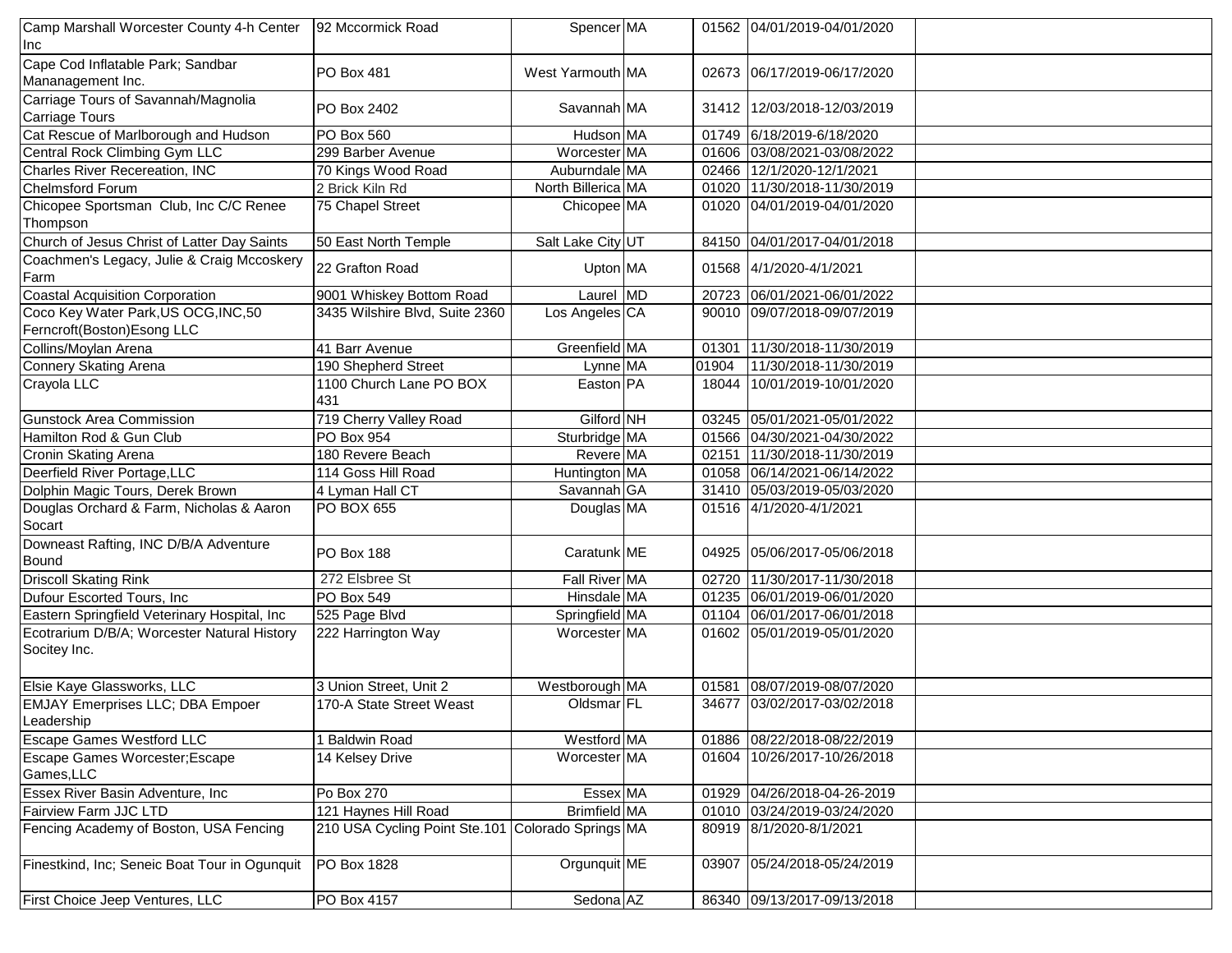| | | | | | | |
|---|---|---|---|---|---|---|
| Camp Marshall Worcester County 4-h Center Inc | 92 Mccormick Road | Spencer | MA | 01562 | 04/01/2019-04/01/2020 | |
| Cape Cod Inflatable Park; Sandbar Mananagement Inc. | PO Box 481 | West Yarmouth | MA | 02673 | 06/17/2019-06/17/2020 | |
| Carriage Tours of Savannah/Magnolia Carriage Tours | PO Box 2402 | Savannah | MA | 31412 | 12/03/2018-12/03/2019 | |
| Cat Rescue of Marlborough and Hudson | PO Box 560 | Hudson | MA | 01749 | 6/18/2019-6/18/2020 | |
| Central Rock Climbing Gym LLC | 299 Barber Avenue | Worcester | MA | 01606 | 03/08/2021-03/08/2022 | |
| Charles River Recereation, INC | 70 Kings Wood Road | Auburndale | MA | 02466 | 12/1/2020-12/1/2021 | |
| Chelmsford Forum | 2 Brick Kiln Rd | North Billerica | MA | 01020 | 11/30/2018-11/30/2019 | |
| Chicopee Sportsman Club, Inc C/C Renee Thompson | 75 Chapel Street | Chicopee | MA | 01020 | 04/01/2019-04/01/2020 | |
| Church of Jesus Christ of Latter Day Saints | 50 East North Temple | Salt Lake City | UT | 84150 | 04/01/2017-04/01/2018 | |
| Coachmen's Legacy, Julie & Craig Mccoskery Farm | 22 Grafton Road | Upton | MA | 01568 | 4/1/2020-4/1/2021 | |
| Coastal Acquisition Corporation | 9001 Whiskey Bottom Road | Laurel | MD | 20723 | 06/01/2021-06/01/2022 | |
| Coco Key Water Park,US OCG,INC,50 Ferncroft(Boston)Esong LLC | 3435 Wilshire Blvd, Suite 2360 | Los Angeles | CA | 90010 | 09/07/2018-09/07/2019 | |
| Collins/Moylan Arena | 41 Barr Avenue | Greenfield | MA | 01301 | 11/30/2018-11/30/2019 | |
| Connery Skating Arena | 190 Shepherd Street | Lynne | MA | 01904 | 11/30/2018-11/30/2019 | |
| Crayola LLC | 1100 Church Lane PO BOX 431 | Easton | PA | 18044 | 10/01/2019-10/01/2020 | |
| Gunstock Area Commission | 719 Cherry Valley Road | Gilford | NH | 03245 | 05/01/2021-05/01/2022 | |
| Hamilton Rod & Gun Club | PO Box 954 | Sturbridge | MA | 01566 | 04/30/2021-04/30/2022 | |
| Cronin Skating Arena | 180 Revere Beach | Revere | MA | 02151 | 11/30/2018-11/30/2019 | |
| Deerfield River Portage,LLC | 114 Goss Hill Road | Huntington | MA | 01058 | 06/14/2021-06/14/2022 | |
| Dolphin Magic Tours, Derek Brown | 4 Lyman Hall CT | Savannah | GA | 31410 | 05/03/2019-05/03/2020 | |
| Douglas Orchard & Farm, Nicholas & Aaron Socart | PO BOX 655 | Douglas | MA | 01516 | 4/1/2020-4/1/2021 | |
| Downeast Rafting, INC D/B/A Adventure Bound | PO Box 188 | Caratunk | ME | 04925 | 05/06/2017-05/06/2018 | |
| Driscoll Skating Rink | 272 Elsbree St | Fall River | MA | 02720 | 11/30/2017-11/30/2018 | |
| Dufour Escorted Tours, Inc | PO Box 549 | Hinsdale | MA | 01235 | 06/01/2019-06/01/2020 | |
| Eastern Springfield Veterinary Hospital, Inc | 525 Page Blvd | Springfield | MA | 01104 | 06/01/2017-06/01/2018 | |
| Ecotrarium D/B/A; Worcester Natural History Socitey Inc. | 222 Harrington Way | Worcester | MA | 01602 | 05/01/2019-05/01/2020 | |
| Elsie Kaye Glassworks, LLC | 3 Union Street, Unit 2 | Westborough | MA | 01581 | 08/07/2019-08/07/2020 | |
| EMJAY Emerprises LLC; DBA Empoer Leadership | 170-A State Street Weast | Oldsmar | FL | 34677 | 03/02/2017-03/02/2018 | |
| Escape Games Westford LLC | 1 Baldwin Road | Westford | MA | 01886 | 08/22/2018-08/22/2019 | |
| Escape Games Worcester;Escape Games,LLC | 14 Kelsey Drive | Worcester | MA | 01604 | 10/26/2017-10/26/2018 | |
| Essex River Basin Adventure, Inc | Po Box 270 | Essex | MA | 01929 | 04/26/2018-04-26-2019 | |
| Fairview Farm JJC LTD | 121 Haynes Hill Road | Brimfield | MA | 01010 | 03/24/2019-03/24/2020 | |
| Fencing Academy of Boston, USA Fencing | 210 USA Cycling Point Ste.101 | Colorado Springs | MA | 80919 | 8/1/2020-8/1/2021 | |
| Finestkind, Inc; Seneic Boat Tour in Ogunquit | PO Box 1828 | Orgunquit | ME | 03907 | 05/24/2018-05/24/2019 | |
| First Choice Jeep Ventures, LLC | PO Box 4157 | Sedona | AZ | 86340 | 09/13/2017-09/13/2018 | |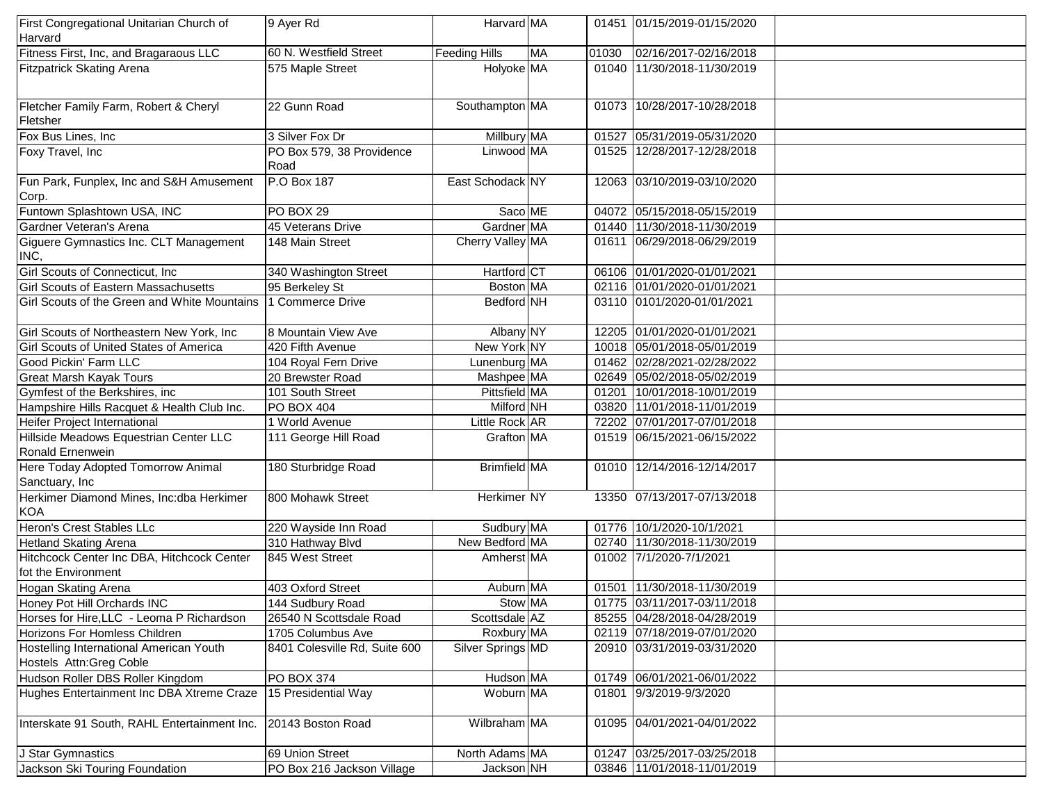| | | | | | | |
|---|---|---|---|---|---|---|
| First Congregational Unitarian Church of Harvard | 9 Ayer Rd | Harvard | MA | 01451 | 01/15/2019-01/15/2020 | |
| Fitness First, Inc, and Bragaraous LLC | 60 N. Westfield Street | Feeding Hills | MA | 01030 | 02/16/2017-02/16/2018 | |
| Fitzpatrick Skating Arena | 575 Maple Street | Holyoke | MA | 01040 | 11/30/2018-11/30/2019 | |
| Fletcher Family Farm, Robert & Cheryl Fletsher | 22 Gunn Road | Southampton | MA | 01073 | 10/28/2017-10/28/2018 | |
| Fox Bus Lines, Inc | 3 Silver Fox Dr | Millbury | MA | 01527 | 05/31/2019-05/31/2020 | |
| Foxy Travel, Inc | PO Box 579, 38 Providence Road | Linwood | MA | 01525 | 12/28/2017-12/28/2018 | |
| Fun Park, Funplex, Inc and S&H Amusement Corp. | P.O Box 187 | East Schodack | NY | 12063 | 03/10/2019-03/10/2020 | |
| Funtown Splashtown USA, INC | PO BOX 29 | Saco | ME | 04072 | 05/15/2018-05/15/2019 | |
| Gardner Veteran's Arena | 45 Veterans Drive | Gardner | MA | 01440 | 11/30/2018-11/30/2019 | |
| Giguere Gymnastics Inc. CLT Management INC, | 148 Main Street | Cherry Valley | MA | 01611 | 06/29/2018-06/29/2019 | |
| Girl Scouts of Connecticut, Inc | 340 Washington Street | Hartford | CT | 06106 | 01/01/2020-01/01/2021 | |
| Girl Scouts of Eastern Massachusetts | 95 Berkeley St | Boston | MA | 02116 | 01/01/2020-01/01/2021 | |
| Girl Scouts of the Green and White Mountains | 1 Commerce Drive | Bedford | NH | 03110 | 0101/2020-01/01/2021 | |
| Girl Scouts of Northeastern New York, Inc | 8 Mountain View Ave | Albany | NY | 12205 | 01/01/2020-01/01/2021 | |
| Girl Scouts of United States of America | 420 Fifth Avenue | New York | NY | 10018 | 05/01/2018-05/01/2019 | |
| Good Pickin' Farm LLC | 104 Royal Fern Drive | Lunenburg | MA | 01462 | 02/28/2021-02/28/2022 | |
| Great Marsh Kayak Tours | 20 Brewster Road | Mashpee | MA | 02649 | 05/02/2018-05/02/2019 | |
| Gymfest of the Berkshires, inc | 101 South Street | Pittsfield | MA | 01201 | 10/01/2018-10/01/2019 | |
| Hampshire Hills Racquet & Health Club Inc. | PO BOX 404 | Milford | NH | 03820 | 11/01/2018-11/01/2019 | |
| Heifer Project International | 1 World Avenue | Little Rock | AR | 72202 | 07/01/2017-07/01/2018 | |
| Hillside Meadows Equestrian Center LLC Ronald Ernenwein | 111 George Hill Road | Grafton | MA | 01519 | 06/15/2021-06/15/2022 | |
| Here Today Adopted Tomorrow Animal Sanctuary, Inc | 180 Sturbridge Road | Brimfield | MA | 01010 | 12/14/2016-12/14/2017 | |
| Herkimer Diamond Mines, Inc:dba Herkimer KOA | 800 Mohawk Street | Herkimer | NY | 13350 | 07/13/2017-07/13/2018 | |
| Heron's Crest Stables LLc | 220 Wayside Inn Road | Sudbury | MA | 01776 | 10/1/2020-10/1/2021 | |
| Hetland Skating Arena | 310 Hathway Blvd | New Bedford | MA | 02740 | 11/30/2018-11/30/2019 | |
| Hitchcock Center Inc DBA, Hitchcock Center fot the Environment | 845 West Street | Amherst | MA | 01002 | 7/1/2020-7/1/2021 | |
| Hogan Skating Arena | 403 Oxford Street | Auburn | MA | 01501 | 11/30/2018-11/30/2019 | |
| Honey Pot Hill Orchards INC | 144 Sudbury Road | Stow | MA | 01775 | 03/11/2017-03/11/2018 | |
| Horses for Hire,LLC - Leoma P Richardson | 26540 N Scottsdale Road | Scottsdale | AZ | 85255 | 04/28/2018-04/28/2019 | |
| Horizons For Homless Children | 1705 Columbus Ave | Roxbury | MA | 02119 | 07/18/2019-07/01/2020 | |
| Hostelling International American Youth Hostels Attn:Greg Coble | 8401 Colesville Rd, Suite 600 | Silver Springs | MD | 20910 | 03/31/2019-03/31/2020 | |
| Hudson Roller DBS Roller Kingdom | PO BOX 374 | Hudson | MA | 01749 | 06/01/2021-06/01/2022 | |
| Hughes Entertainment Inc DBA Xtreme Craze | 15 Presidential Way | Woburn | MA | 01801 | 9/3/2019-9/3/2020 | |
| Interskate 91 South, RAHL Entertainment Inc. | 20143 Boston Road | Wilbraham | MA | 01095 | 04/01/2021-04/01/2022 | |
| J Star Gymnastics | 69 Union Street | North Adams | MA | 01247 | 03/25/2017-03/25/2018 | |
| Jackson Ski Touring Foundation | PO Box 216 Jackson Village | Jackson | NH | 03846 | 11/01/2018-11/01/2019 | |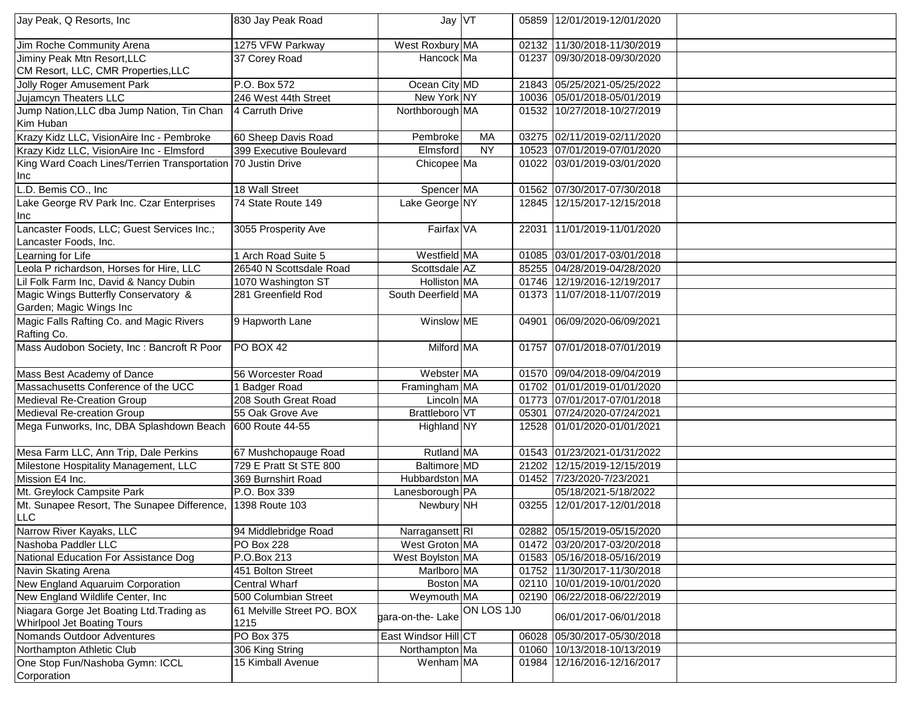| | | | | | | |
|---|---|---|---|---|---|---|
| Jay Peak, Q Resorts, Inc | 830 Jay Peak Road | Jay | VT | 05859 | 12/01/2019-12/01/2020 | |
| Jim Roche Community Arena | 1275 VFW Parkway | West Roxbury | MA | 02132 | 11/30/2018-11/30/2019 | |
| Jiminy Peak Mtn Resort,LLC CM Resort, LLC, CMR Properties,LLC | 37 Corey Road | Hancock | Ma | 01237 | 09/30/2018-09/30/2020 | |
| Jolly Roger Amusement Park | P.O. Box 572 | Ocean City | MD | 21843 | 05/25/2021-05/25/2022 | |
| Jujamcyn Theaters LLC | 246 West 44th Street | New York | NY | 10036 | 05/01/2018-05/01/2019 | |
| Jump Nation,LLC dba Jump Nation, Tin Chan Kim Huban | 4 Carruth Drive | Northborough | MA | 01532 | 10/27/2018-10/27/2019 | |
| Krazy Kidz LLC, VisionAire Inc - Pembroke | 60 Sheep Davis Road | Pembroke | MA | 03275 | 02/11/2019-02/11/2020 | |
| Krazy Kidz LLC, VisionAire Inc - Elmsford | 399 Executive Boulevard | Elmsford | NY | 10523 | 07/01/2019-07/01/2020 | |
| King Ward Coach Lines/Terrien Transportation Inc | 70 Justin Drive | Chicopee | Ma | 01022 | 03/01/2019-03/01/2020 | |
| L.D. Bemis CO., Inc | 18 Wall Street | Spencer | MA | 01562 | 07/30/2017-07/30/2018 | |
| Lake George RV Park Inc. Czar Enterprises Inc | 74 State Route 149 | Lake George | NY | 12845 | 12/15/2017-12/15/2018 | |
| Lancaster Foods, LLC; Guest Services Inc.; Lancaster Foods, Inc. | 3055 Prosperity Ave | Fairfax | VA | 22031 | 11/01/2019-11/01/2020 | |
| Learning for Life | 1 Arch Road Suite 5 | Westfield | MA | 01085 | 03/01/2017-03/01/2018 | |
| Leola P richardson, Horses for Hire, LLC | 26540 N Scottsdale Road | Scottsdale | AZ | 85255 | 04/28/2019-04/28/2020 | |
| Lil Folk Farm Inc, David & Nancy Dubin | 1070 Washington ST | Holliston | MA | 01746 | 12/19/2016-12/19/2017 | |
| Magic Wings Butterfly Conservatory & Garden; Magic Wings Inc | 281 Greenfield Rod | South Deerfield | MA | 01373 | 11/07/2018-11/07/2019 | |
| Magic Falls Rafting Co. and Magic Rivers Rafting Co. | 9 Hapworth Lane | Winslow | ME | 04901 | 06/09/2020-06/09/2021 | |
| Mass Audobon Society, Inc : Bancroft R Poor | PO BOX 42 | Milford | MA | 01757 | 07/01/2018-07/01/2019 | |
| Mass Best Academy of Dance | 56 Worcester Road | Webster | MA | 01570 | 09/04/2018-09/04/2019 | |
| Massachusetts Conference of the UCC | 1 Badger Road | Framingham | MA | 01702 | 01/01/2019-01/01/2020 | |
| Medieval Re-Creation Group | 208 South Great Road | Lincoln | MA | 01773 | 07/01/2017-07/01/2018 | |
| Medieval Re-creation Group | 55 Oak Grove Ave | Brattleboro | VT | 05301 | 07/24/2020-07/24/2021 | |
| Mega Funworks, Inc, DBA Splashdown Beach | 600 Route 44-55 | Highland | NY | 12528 | 01/01/2020-01/01/2021 | |
| Mesa Farm LLC, Ann Trip, Dale Perkins | 67 Mushchopauge Road | Rutland | MA | 01543 | 01/23/2021-01/31/2022 | |
| Milestone Hospitality Management, LLC | 729 E Pratt St STE 800 | Baltimore | MD | 21202 | 12/15/2019-12/15/2019 | |
| Mission E4 Inc. | 369 Burnshirt Road | Hubbardston | MA | 01452 | 7/23/2020-7/23/2021 | |
| Mt. Greylock Campsite Park | P.O. Box 339 | Lanesborough | PA | | 05/18/2021-5/18/2022 | |
| Mt. Sunapee Resort, The Sunapee Difference, LLC | 1398 Route 103 | Newbury | NH | 03255 | 12/01/2017-12/01/2018 | |
| Narrow River Kayaks, LLC | 94 Middlebridge Road | Narragansett | RI | 02882 | 05/15/2019-05/15/2020 | |
| Nashoba Paddler LLC | PO Box 228 | West Groton | MA | 01472 | 03/20/2017-03/20/2018 | |
| National Education For Assistance Dog | P.O.Box 213 | West Boylston | MA | 01583 | 05/16/2018-05/16/2019 | |
| Navin Skating Arena | 451 Bolton Street | Marlboro | MA | 01752 | 11/30/2017-11/30/2018 | |
| New England Aquaruim Corporation | Central Wharf | Boston | MA | 02110 | 10/01/2019-10/01/2020 | |
| New England Wildlife Center, Inc | 500 Columbian Street | Weymouth | MA | 02190 | 06/22/2018-06/22/2019 | |
| Niagara Gorge Jet Boating Ltd.Trading as Whirlpool Jet Boating Tours | 61 Melville Street PO. BOX 1215 | gara-on-the- Lake | ON LOS 1J0 | | 06/01/2017-06/01/2018 | |
| Nomands Outdoor Adventures | PO Box 375 | East Windsor Hill | CT | 06028 | 05/30/2017-05/30/2018 | |
| Northampton Athletic Club | 306 King String | Northampton | Ma | 01060 | 10/13/2018-10/13/2019 | |
| One Stop Fun/Nashoba Gymn: ICCL Corporation | 15 Kimball Avenue | Wenham | MA | 01984 | 12/16/2016-12/16/2017 | |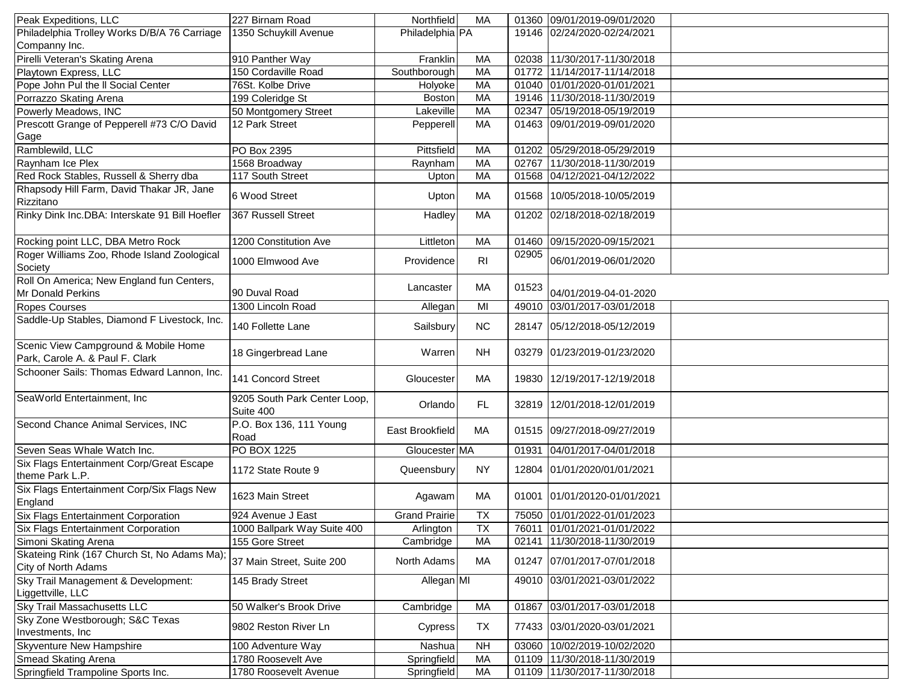| Peak Expeditions, LLC | 227 Birnam Road | Northfield | MA | 01360 | 09/01/2019-09/01/2020 | |
|---|---|---|---|---|---|---|
| Philadelphia Trolley Works D/B/A 76 Carriage Companny Inc. | 1350 Schuykill Avenue | Philadelphia | PA | 19146 | 02/24/2020-02/24/2021 | |
| Pirelli Veteran's Skating Arena | 910 Panther Way | Franklin | MA | 02038 | 11/30/2017-11/30/2018 | |
| Playtown Express, LLC | 150 Cordaville Road | Southborough | MA | 01772 | 11/14/2017-11/14/2018 | |
| Pope John Pul the ll Social Center | 76St. Kolbe Drive | Holyoke | MA | 01040 | 01/01/2020-01/01/2021 | |
| Porrazzo Skating Arena | 199 Coleridge St | Boston | MA | 19146 | 11/30/2018-11/30/2019 | |
| Powerly Meadows, INC | 50 Montgomery Street | Lakeville | MA | 02347 | 05/19/2018-05/19/2019 | |
| Prescott Grange of Pepperell #73 C/O David Gage | 12 Park Street | Pepperell | MA | 01463 | 09/01/2019-09/01/2020 | |
| Ramblewild, LLC | PO Box 2395 | Pittsfield | MA | 01202 | 05/29/2018-05/29/2019 | |
| Raynham Ice Plex | 1568 Broadway | Raynham | MA | 02767 | 11/30/2018-11/30/2019 | |
| Red Rock Stables, Russell & Sherry dba | 117 South Street | Upton | MA | 01568 | 04/12/2021-04/12/2022 | |
| Rhapsody Hill Farm, David Thakar JR, Jane Rizzitano | 6 Wood Street | Upton | MA | 01568 | 10/05/2018-10/05/2019 | |
| Rinky Dink Inc.DBA: Interskate 91 Bill Hoefler | 367 Russell Street | Hadley | MA | 01202 | 02/18/2018-02/18/2019 | |
| Rocking point LLC, DBA Metro Rock | 1200 Constitution Ave | Littleton | MA | 01460 | 09/15/2020-09/15/2021 | |
| Roger Williams Zoo, Rhode Island Zoological Society | 1000 Elmwood Ave | Providence | RI | 02905 | 06/01/2019-06/01/2020 | |
| Roll On America; New England fun Centers, Mr Donald Perkins | 90 Duval Road | Lancaster | MA | 01523 | 04/01/2019-04-01-2020 | |
| Ropes Courses | 1300 Lincoln Road | Allegan | MI | 49010 | 03/01/2017-03/01/2018 | |
| Saddle-Up Stables, Diamond F Livestock, Inc. | 140 Follette Lane | Sailsbury | NC | 28147 | 05/12/2018-05/12/2019 | |
| Scenic View Campground & Mobile Home Park, Carole A. & Paul F. Clark | 18 Gingerbread Lane | Warren | NH | 03279 | 01/23/2019-01/23/2020 | |
| Schooner Sails: Thomas Edward Lannon, Inc. | 141 Concord Street | Gloucester | MA | 19830 | 12/19/2017-12/19/2018 | |
| SeaWorld Entertainment, Inc | 9205 South Park Center Loop, Suite 400 | Orlando | FL | 32819 | 12/01/2018-12/01/2019 | |
| Second Chance Animal Services, INC | P.O. Box 136, 111 Young Road | East Brookfield | MA | 01515 | 09/27/2018-09/27/2019 | |
| Seven Seas Whale Watch Inc. | PO BOX 1225 | Gloucester | MA | 01931 | 04/01/2017-04/01/2018 | |
| Six Flags Entertainment Corp/Great Escape theme Park L.P. | 1172 State Route 9 | Queensbury | NY | 12804 | 01/01/2020/01/01/2021 | |
| Six Flags Entertainment Corp/Six Flags New England | 1623 Main Street | Agawam | MA | 01001 | 01/01/20120-01/01/2021 | |
| Six Flags Entertainment Corporation | 924 Avenue J East | Grand Prairie | TX | 75050 | 01/01/2022-01/01/2023 | |
| Six Flags Entertainment Corporation | 1000 Ballpark Way Suite 400 | Arlington | TX | 76011 | 01/01/2021-01/01/2022 | |
| Simoni Skating Arena | 155 Gore Street | Cambridge | MA | 02141 | 11/30/2018-11/30/2019 | |
| Skateing Rink (167 Church St, No Adams Ma); City of North Adams | 37 Main Street, Suite 200 | North Adams | MA | 01247 | 07/01/2017-07/01/2018 | |
| Sky Trail Management & Development: Liggettville, LLC | 145 Brady Street | Allegan | MI | 49010 | 03/01/2021-03/01/2022 | |
| Sky Trail Massachusetts LLC | 50 Walker's Brook Drive | Cambridge | MA | 01867 | 03/01/2017-03/01/2018 | |
| Sky Zone Westborough; S&C Texas Investments, Inc | 9802 Reston River Ln | Cypress | TX | 77433 | 03/01/2020-03/01/2021 | |
| Skyventure New Hampshire | 100 Adventure Way | Nashua | NH | 03060 | 10/02/2019-10/02/2020 | |
| Smead Skating Arena | 1780 Roosevelt Ave | Springfield | MA | 01109 | 11/30/2018-11/30/2019 | |
| Springfield Trampoline Sports Inc. | 1780 Roosevelt Avenue | Springfield | MA | 01109 | 11/30/2017-11/30/2018 | |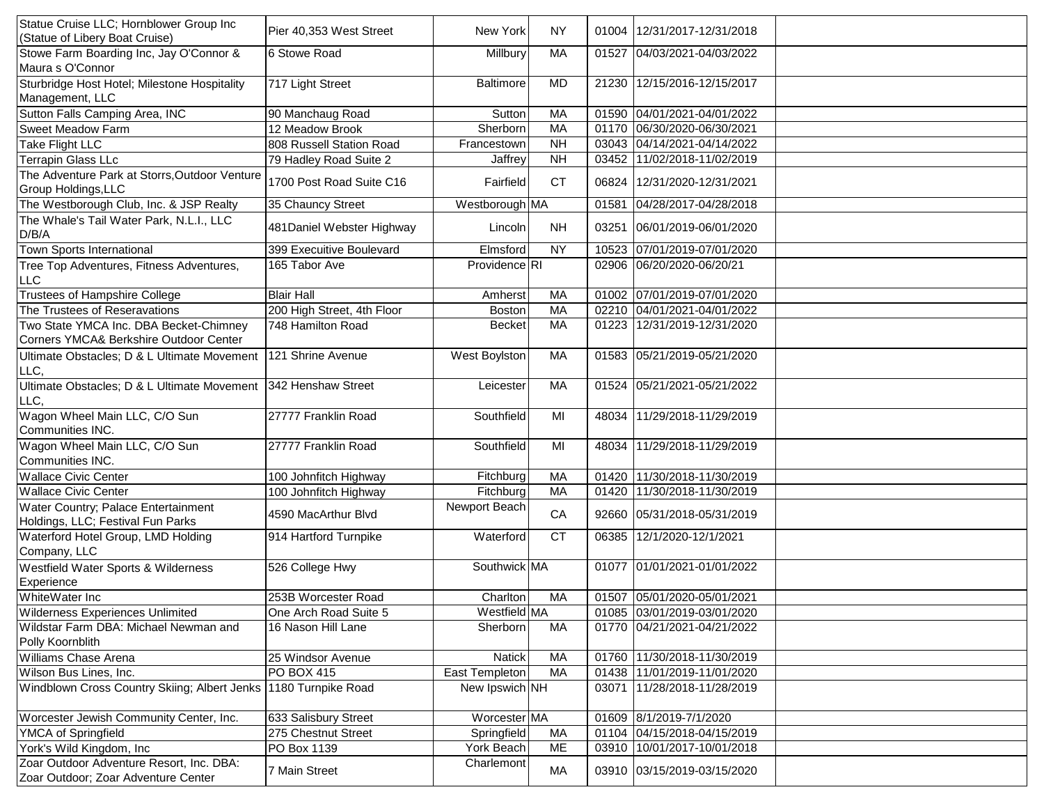| | | | | | | |
|---|---|---|---|---|---|---|
| Statue Cruise LLC; Hornblower Group Inc (Statue of Libery Boat Cruise) | Pier 40,353 West Street | New York | NY | 01004 | 12/31/2017-12/31/2018 | |
| Stowe Farm Boarding Inc, Jay O'Connor & Maura s O'Connor | 6 Stowe Road | Millbury | MA | 01527 | 04/03/2021-04/03/2022 | |
| Sturbridge Host Hotel; Milestone Hospitality Management, LLC | 717 Light Street | Baltimore | MD | 21230 | 12/15/2016-12/15/2017 | |
| Sutton Falls Camping Area, INC | 90 Manchaug Road | Sutton | MA | 01590 | 04/01/2021-04/01/2022 | |
| Sweet Meadow Farm | 12 Meadow Brook | Sherborn | MA | 01170 | 06/30/2020-06/30/2021 | |
| Take Flight LLC | 808 Russell Station Road | Francestown | NH | 03043 | 04/14/2021-04/14/2022 | |
| Terrapin Glass LLc | 79 Hadley Road Suite 2 | Jaffrey | NH | 03452 | 11/02/2018-11/02/2019 | |
| The Adventure Park at Storrs,Outdoor Venture Group Holdings,LLC | 1700 Post Road Suite C16 | Fairfield | CT | 06824 | 12/31/2020-12/31/2021 | |
| The Westborough Club, Inc. & JSP Realty | 35 Chauncy Street | Westborough | MA | 01581 | 04/28/2017-04/28/2018 | |
| The Whale's Tail Water Park, N.L.I., LLC D/B/A | 481Daniel Webster Highway | Lincoln | NH | 03251 | 06/01/2019-06/01/2020 | |
| Town Sports International | 399 Execuitive Boulevard | Elmsford | NY | 10523 | 07/01/2019-07/01/2020 | |
| Tree Top Adventures, Fitness Adventures, LLC | 165 Tabor Ave | Providence | RI | 02906 | 06/20/2020-06/20/21 | |
| Trustees of Hampshire College | Blair Hall | Amherst | MA | 01002 | 07/01/2019-07/01/2020 | |
| The Trustees of Reseravations | 200 High Street, 4th Floor | Boston | MA | 02210 | 04/01/2021-04/01/2022 | |
| Two State YMCA Inc. DBA Becket-Chimney Corners YMCA& Berkshire Outdoor Center | 748 Hamilton Road | Becket | MA | 01223 | 12/31/2019-12/31/2020 | |
| Ultimate Obstacles; D & L Ultimate Movement LLC, | 121 Shrine Avenue | West Boylston | MA | 01583 | 05/21/2019-05/21/2020 | |
| Ultimate Obstacles; D & L Ultimate Movement LLC, | 342 Henshaw Street | Leicester | MA | 01524 | 05/21/2021-05/21/2022 | |
| Wagon Wheel Main LLC, C/O Sun Communities INC. | 27777 Franklin Road | Southfield | MI | 48034 | 11/29/2018-11/29/2019 | |
| Wagon Wheel Main LLC, C/O Sun Communities INC. | 27777 Franklin Road | Southfield | MI | 48034 | 11/29/2018-11/29/2019 | |
| Wallace Civic Center | 100 Johnfitch Highway | Fitchburg | MA | 01420 | 11/30/2018-11/30/2019 | |
| Wallace Civic Center | 100 Johnfitch Highway | Fitchburg | MA | 01420 | 11/30/2018-11/30/2019 | |
| Water Country; Palace Entertainment Holdings, LLC; Festival Fun Parks | 4590 MacArthur Blvd | Newport Beach | CA | 92660 | 05/31/2018-05/31/2019 | |
| Waterford Hotel Group, LMD Holding Company, LLC | 914 Hartford Turnpike | Waterford | CT | 06385 | 12/1/2020-12/1/2021 | |
| Westfield Water Sports & Wilderness Experience | 526 College Hwy | Southwick | MA | 01077 | 01/01/2021-01/01/2022 | |
| WhiteWater Inc | 253B Worcester Road | Charlton | MA | 01507 | 05/01/2020-05/01/2021 | |
| Wilderness Experiences Unlimited | One Arch Road Suite 5 | Westfield | MA | 01085 | 03/01/2019-03/01/2020 | |
| Wildstar Farm DBA: Michael Newman and Polly Koornblith | 16 Nason Hill Lane | Sherborn | MA | 01770 | 04/21/2021-04/21/2022 | |
| Williams Chase Arena | 25 Windsor Avenue | Natick | MA | 01760 | 11/30/2018-11/30/2019 | |
| Wilson Bus Lines, Inc. | PO BOX 415 | East Templeton | MA | 01438 | 11/01/2019-11/01/2020 | |
| Windblown Cross Country Skiing; Albert Jenks | 1180 Turnpike Road | New Ipswich | NH | 03071 | 11/28/2018-11/28/2019 | |
| Worcester Jewish Community Center, Inc. | 633 Salisbury Street | Worcester | MA | 01609 | 8/1/2019-7/1/2020 | |
| YMCA of Springfield | 275 Chestnut Street | Springfield | MA | 01104 | 04/15/2018-04/15/2019 | |
| York's Wild Kingdom, Inc | PO Box 1139 | York Beach | ME | 03910 | 10/01/2017-10/01/2018 | |
| Zoar Outdoor Adventure Resort, Inc. DBA: Zoar Outdoor; Zoar Adventure Center | 7 Main Street | Charlemont | MA | 03910 | 03/15/2019-03/15/2020 | |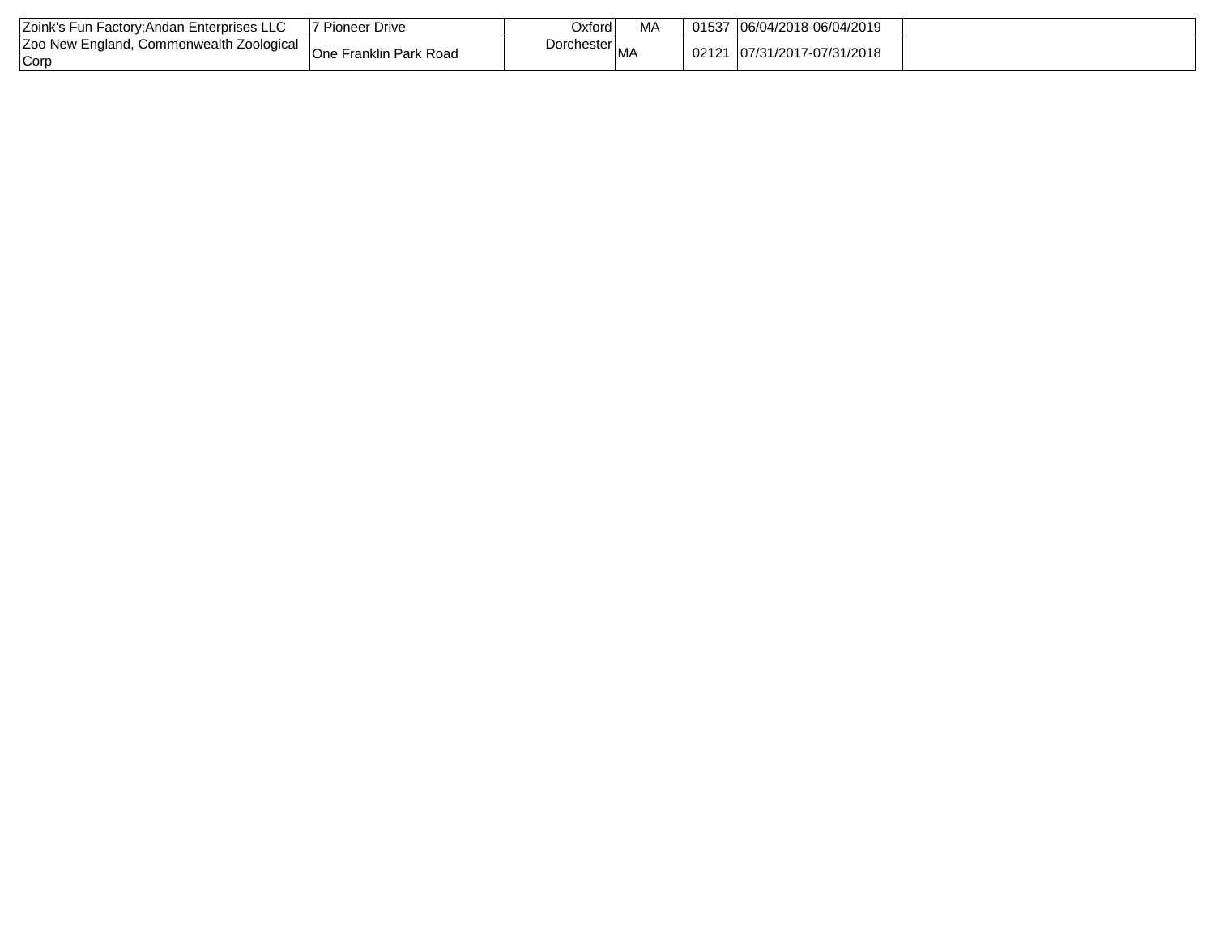| | | | | | | |
|---|---|---|---|---|---|---|
| Zoink's Fun Factory;Andan Enterprises LLC | 7 Pioneer Drive | Oxford | MA | 01537 | 06/04/2018-06/04/2019 | |
| Zoo New England, Commonwealth Zoological Corp | One Franklin Park Road | Dorchester | MA | 02121 | 07/31/2017-07/31/2018 | |